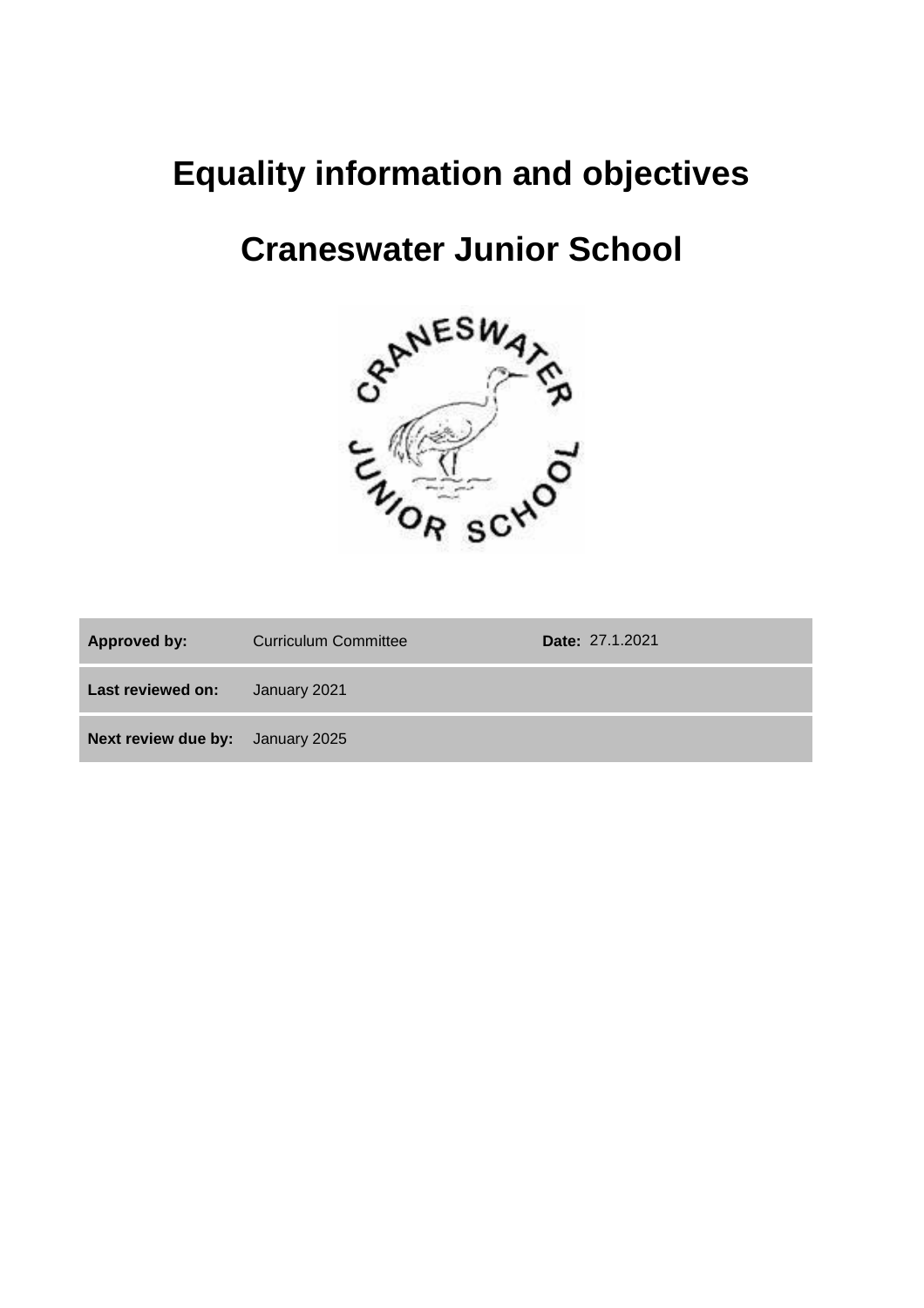# Equality information and objectives

# Craneswater Junior School

| Approved by: | Curriculum Committee | Date: 27.1.2021 |
|---|---|---|
| Last reviewed on: | January 2021 | |
| Next review due by: | January 2025 | |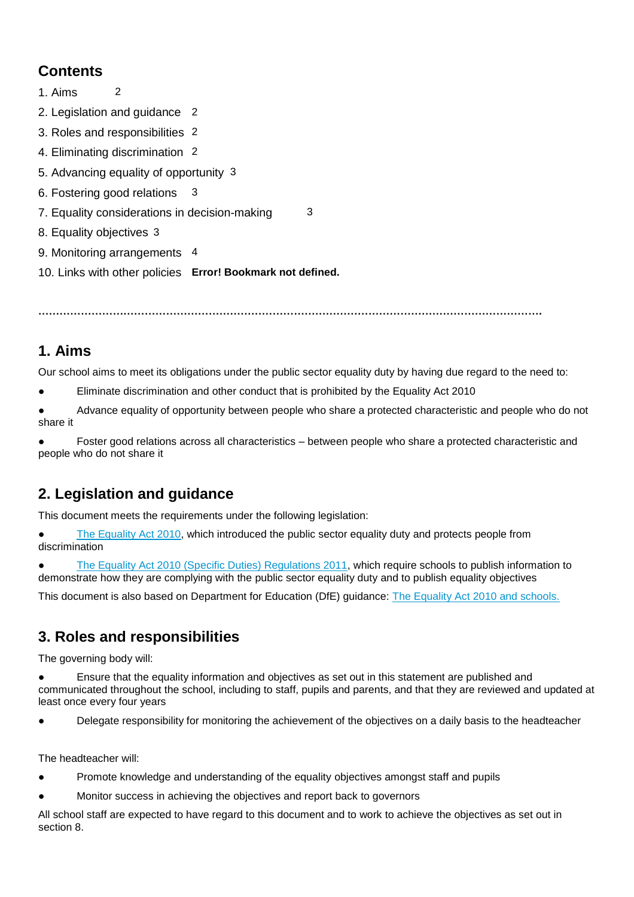## Contents

1. Aims 2
2. Legislation and guidance 2
3. Roles and responsibilities 2
4. Eliminating discrimination 2
5. Advancing equality of opportunity 3
6. Fostering good relations 3
7. Equality considerations in decision-making 3
8. Equality objectives 3
9. Monitoring arrangements 4
10. Links with other policies **Error! Bookmark not defined.**

…………………………………………………………………………………………………………………………

## 1. Aims

Our school aims to meet its obligations under the public sector equality duty by having due regard to the need to:

- Eliminate discrimination and other conduct that is prohibited by the Equality Act 2010
- Advance equality of opportunity between people who share a protected characteristic and people who do not share it
- Foster good relations across all characteristics – between people who share a protected characteristic and people who do not share it

## 2. Legislation and guidance

This document meets the requirements under the following legislation:

- The Equality Act 2010, which introduced the public sector equality duty and protects people from discrimination
- The Equality Act 2010 (Specific Duties) Regulations 2011, which require schools to publish information to demonstrate how they are complying with the public sector equality duty and to publish equality objectives

This document is also based on Department for Education (DfE) guidance: The Equality Act 2010 and schools.

## 3. Roles and responsibilities

The governing body will:

- Ensure that the equality information and objectives as set out in this statement are published and communicated throughout the school, including to staff, pupils and parents, and that they are reviewed and updated at least once every four years
- Delegate responsibility for monitoring the achievement of the objectives on a daily basis to the headteacher

The headteacher will:

- Promote knowledge and understanding of the equality objectives amongst staff and pupils
- Monitor success in achieving the objectives and report back to governors

All school staff are expected to have regard to this document and to work to achieve the objectives as set out in section 8.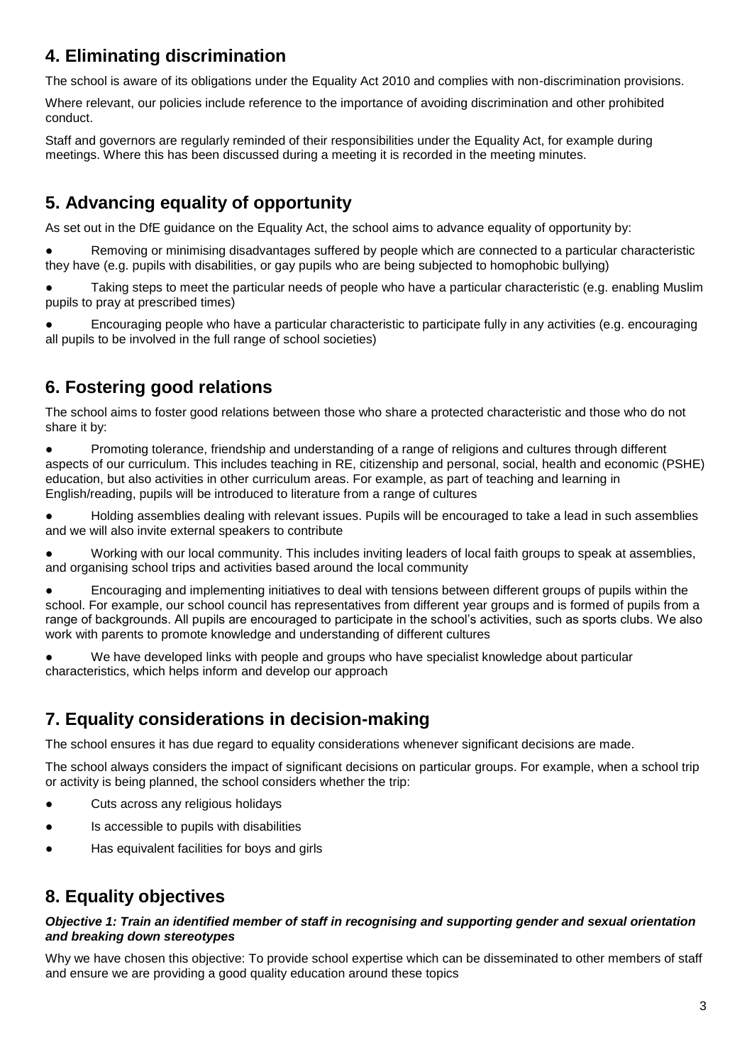## 4. Eliminating discrimination

The school is aware of its obligations under the Equality Act 2010 and complies with non-discrimination provisions.

Where relevant, our policies include reference to the importance of avoiding discrimination and other prohibited conduct.

Staff and governors are regularly reminded of their responsibilities under the Equality Act, for example during meetings. Where this has been discussed during a meeting it is recorded in the meeting minutes.

## 5. Advancing equality of opportunity

As set out in the DfE guidance on the Equality Act, the school aims to advance equality of opportunity by:

- Removing or minimising disadvantages suffered by people which are connected to a particular characteristic they have (e.g. pupils with disabilities, or gay pupils who are being subjected to homophobic bullying)
- Taking steps to meet the particular needs of people who have a particular characteristic (e.g. enabling Muslim pupils to pray at prescribed times)
- Encouraging people who have a particular characteristic to participate fully in any activities (e.g. encouraging all pupils to be involved in the full range of school societies)

## 6. Fostering good relations

The school aims to foster good relations between those who share a protected characteristic and those who do not share it by:

- Promoting tolerance, friendship and understanding of a range of religions and cultures through different aspects of our curriculum. This includes teaching in RE, citizenship and personal, social, health and economic (PSHE) education, but also activities in other curriculum areas. For example, as part of teaching and learning in English/reading, pupils will be introduced to literature from a range of cultures
- Holding assemblies dealing with relevant issues. Pupils will be encouraged to take a lead in such assemblies and we will also invite external speakers to contribute
- Working with our local community. This includes inviting leaders of local faith groups to speak at assemblies, and organising school trips and activities based around the local community
- Encouraging and implementing initiatives to deal with tensions between different groups of pupils within the school. For example, our school council has representatives from different year groups and is formed of pupils from a range of backgrounds. All pupils are encouraged to participate in the school's activities, such as sports clubs. We also work with parents to promote knowledge and understanding of different cultures
- We have developed links with people and groups who have specialist knowledge about particular characteristics, which helps inform and develop our approach

## 7. Equality considerations in decision-making

The school ensures it has due regard to equality considerations whenever significant decisions are made.

The school always considers the impact of significant decisions on particular groups. For example, when a school trip or activity is being planned, the school considers whether the trip:

- Cuts across any religious holidays
- Is accessible to pupils with disabilities
- Has equivalent facilities for boys and girls

## 8. Equality objectives

***Objective 1: Train an identified member of staff in recognising and supporting gender and sexual orientation and breaking down stereotypes***

Why we have chosen this objective: To provide school expertise which can be disseminated to other members of staff and ensure we are providing a good quality education around these topics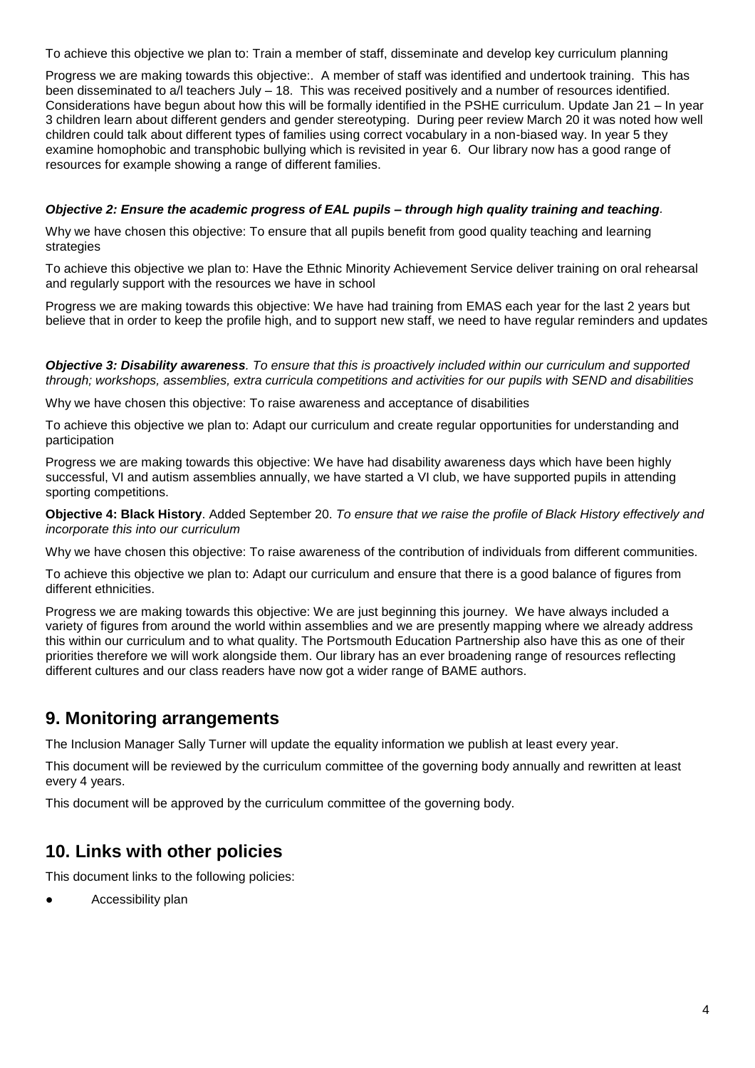To achieve this objective we plan to: Train a member of staff, disseminate and develop key curriculum planning

Progress we are making towards this objective:. A member of staff was identified and undertook training. This has been disseminated to a/l teachers July – 18. This was received positively and a number of resources identified. Considerations have begun about how this will be formally identified in the PSHE curriculum. Update Jan 21 – In year 3 children learn about different genders and gender stereotyping. During peer review March 20 it was noted how well children could talk about different types of families using correct vocabulary in a non-biased way. In year 5 they examine homophobic and transphobic bullying which is revisited in year 6. Our library now has a good range of resources for example showing a range of different families.

***Objective 2: Ensure the academic progress of EAL pupils – through high quality training and teaching**.*

Why we have chosen this objective: To ensure that all pupils benefit from good quality teaching and learning strategies

To achieve this objective we plan to: Have the Ethnic Minority Achievement Service deliver training on oral rehearsal and regularly support with the resources we have in school

Progress we are making towards this objective: We have had training from EMAS each year for the last 2 years but believe that in order to keep the profile high, and to support new staff, we need to have regular reminders and updates

***Objective 3: Disability awareness**. To ensure that this is proactively included within our curriculum and supported through; workshops, assemblies, extra curricula competitions and activities for our pupils with SEND and disabilities*

Why we have chosen this objective: To raise awareness and acceptance of disabilities

To achieve this objective we plan to: Adapt our curriculum and create regular opportunities for understanding and participation

Progress we are making towards this objective: We have had disability awareness days which have been highly successful, VI and autism assemblies annually, we have started a VI club, we have supported pupils in attending sporting competitions.

**Objective 4: Black History**. Added September 20. *To ensure that we raise the profile of Black History effectively and incorporate this into our curriculum*

Why we have chosen this objective: To raise awareness of the contribution of individuals from different communities.

To achieve this objective we plan to: Adapt our curriculum and ensure that there is a good balance of figures from different ethnicities.

Progress we are making towards this objective: We are just beginning this journey. We have always included a variety of figures from around the world within assemblies and we are presently mapping where we already address this within our curriculum and to what quality. The Portsmouth Education Partnership also have this as one of their priorities therefore we will work alongside them. Our library has an ever broadening range of resources reflecting different cultures and our class readers have now got a wider range of BAME authors.

## 9. Monitoring arrangements

The Inclusion Manager Sally Turner will update the equality information we publish at least every year.

This document will be reviewed by the curriculum committee of the governing body annually and rewritten at least every 4 years.

This document will be approved by the curriculum committee of the governing body.

## 10. Links with other policies

This document links to the following policies:

- Accessibility plan